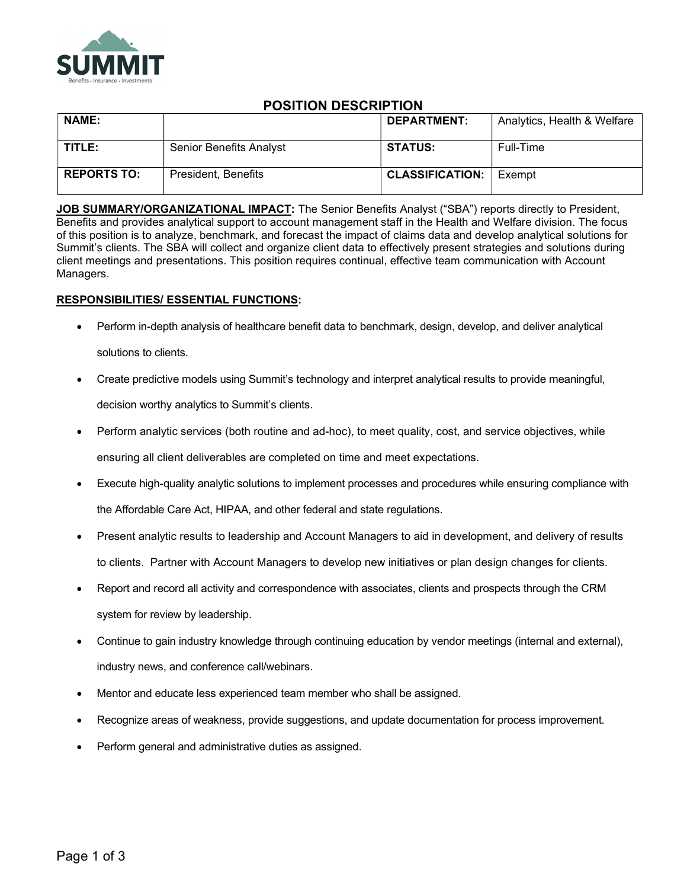SUMMIT

Benefits • Insurance • Investments

# POSITION DESCRIPTION

| NAME: | | DEPARTMENT: | Analytics, Health & Welfare |
|---|---|---|---|
| TITLE: | Senior Benefits Analyst | STATUS: | Full-Time |
| REPORTS TO: | President, Benefits | CLASSIFICATION: | Exempt |

**JOB SUMMARY/ORGANIZATIONAL IMPACT:** The Senior Benefits Analyst ("SBA") reports directly to President, Benefits and provides analytical support to account management staff in the Health and Welfare division. The focus of this position is to analyze, benchmark, and forecast the impact of claims data and develop analytical solutions for Summit's clients. The SBA will collect and organize client data to effectively present strategies and solutions during client meetings and presentations. This position requires continual, effective team communication with Account Managers.

**RESPONSIBILITIES/ ESSENTIAL FUNCTIONS:**

- Perform in-depth analysis of healthcare benefit data to benchmark, design, develop, and deliver analytical solutions to clients.
- Create predictive models using Summit's technology and interpret analytical results to provide meaningful, decision worthy analytics to Summit's clients.
- Perform analytic services (both routine and ad-hoc), to meet quality, cost, and service objectives, while ensuring all client deliverables are completed on time and meet expectations.
- Execute high-quality analytic solutions to implement processes and procedures while ensuring compliance with the Affordable Care Act, HIPAA, and other federal and state regulations.
- Present analytic results to leadership and Account Managers to aid in development, and delivery of results to clients. Partner with Account Managers to develop new initiatives or plan design changes for clients.
- Report and record all activity and correspondence with associates, clients and prospects through the CRM system for review by leadership.
- Continue to gain industry knowledge through continuing education by vendor meetings (internal and external), industry news, and conference call/webinars.
- Mentor and educate less experienced team member who shall be assigned.
- Recognize areas of weakness, provide suggestions, and update documentation for process improvement.
- Perform general and administrative duties as assigned.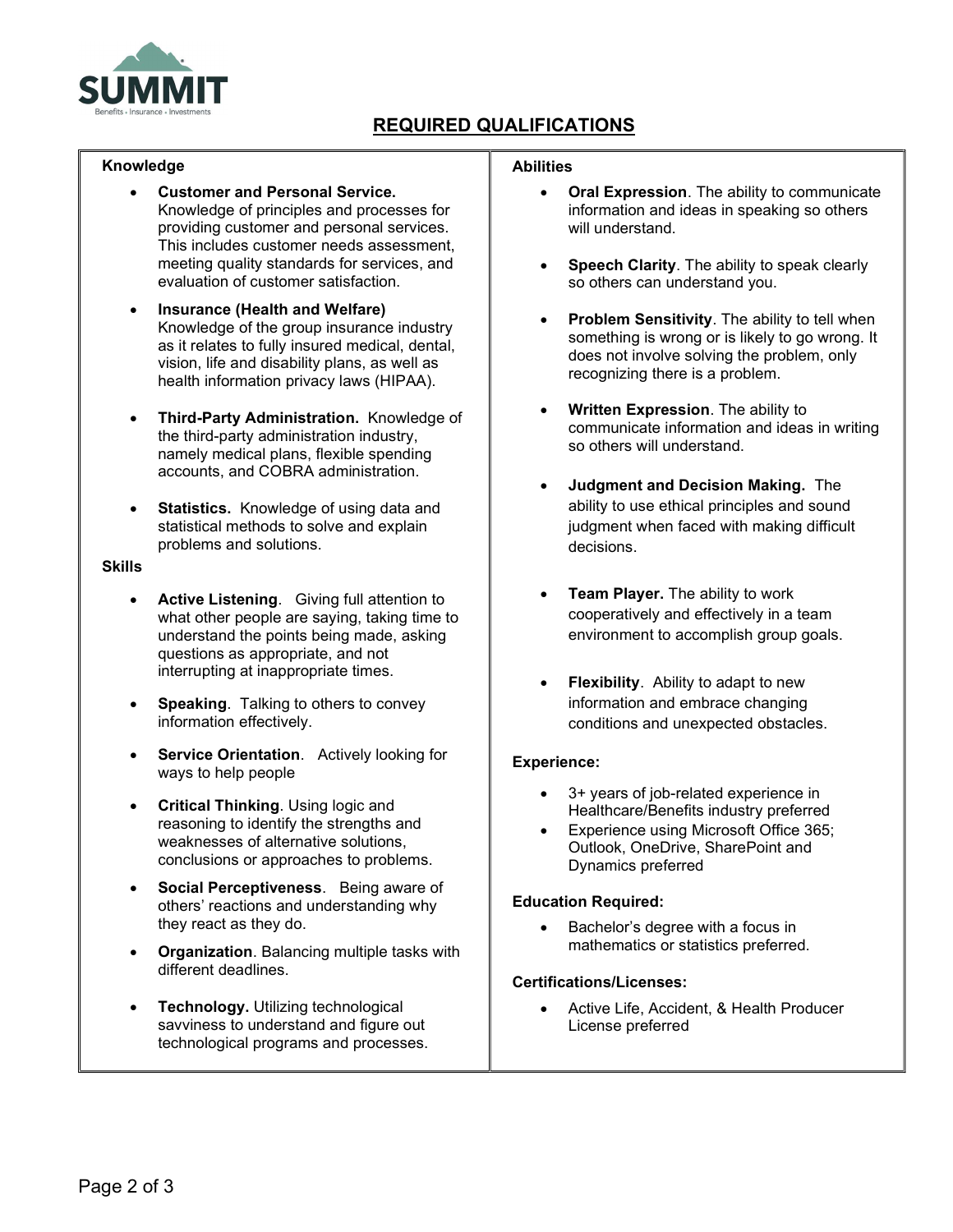## REQUIRED QUALIFICATIONS

### Knowledge

- **Customer and Personal Service.** Knowledge of principles and processes for providing customer and personal services. This includes customer needs assessment, meeting quality standards for services, and evaluation of customer satisfaction.
- **Insurance (Health and Welfare)** Knowledge of the group insurance industry as it relates to fully insured medical, dental, vision, life and disability plans, as well as health information privacy laws (HIPAA).
- **Third-Party Administration.** Knowledge of the third-party administration industry, namely medical plans, flexible spending accounts, and COBRA administration.
- **Statistics.** Knowledge of using data and statistical methods to solve and explain problems and solutions.

### Skills

- **Active Listening**. Giving full attention to what other people are saying, taking time to understand the points being made, asking questions as appropriate, and not interrupting at inappropriate times.
- **Speaking**. Talking to others to convey information effectively.
- **Service Orientation**. Actively looking for ways to help people
- **Critical Thinking**. Using logic and reasoning to identify the strengths and weaknesses of alternative solutions, conclusions or approaches to problems.
- **Social Perceptiveness**. Being aware of others' reactions and understanding why they react as they do.
- **Organization**. Balancing multiple tasks with different deadlines.
- **Technology.** Utilizing technological savviness to understand and figure out technological programs and processes.

### Abilities

- **Oral Expression**. The ability to communicate information and ideas in speaking so others will understand.
- **Speech Clarity**. The ability to speak clearly so others can understand you.
- **Problem Sensitivity**. The ability to tell when something is wrong or is likely to go wrong. It does not involve solving the problem, only recognizing there is a problem.
- **Written Expression**. The ability to communicate information and ideas in writing so others will understand.
- **Judgment and Decision Making.** The ability to use ethical principles and sound judgment when faced with making difficult decisions.
- **Team Player.** The ability to work cooperatively and effectively in a team environment to accomplish group goals.
- **Flexibility**. Ability to adapt to new information and embrace changing conditions and unexpected obstacles.

### Experience:

- 3+ years of job-related experience in Healthcare/Benefits industry preferred
- Experience using Microsoft Office 365; Outlook, OneDrive, SharePoint and Dynamics preferred

### Education Required:

- Bachelor's degree with a focus in mathematics or statistics preferred.

### Certifications/Licenses:

- Active Life, Accident, & Health Producer License preferred